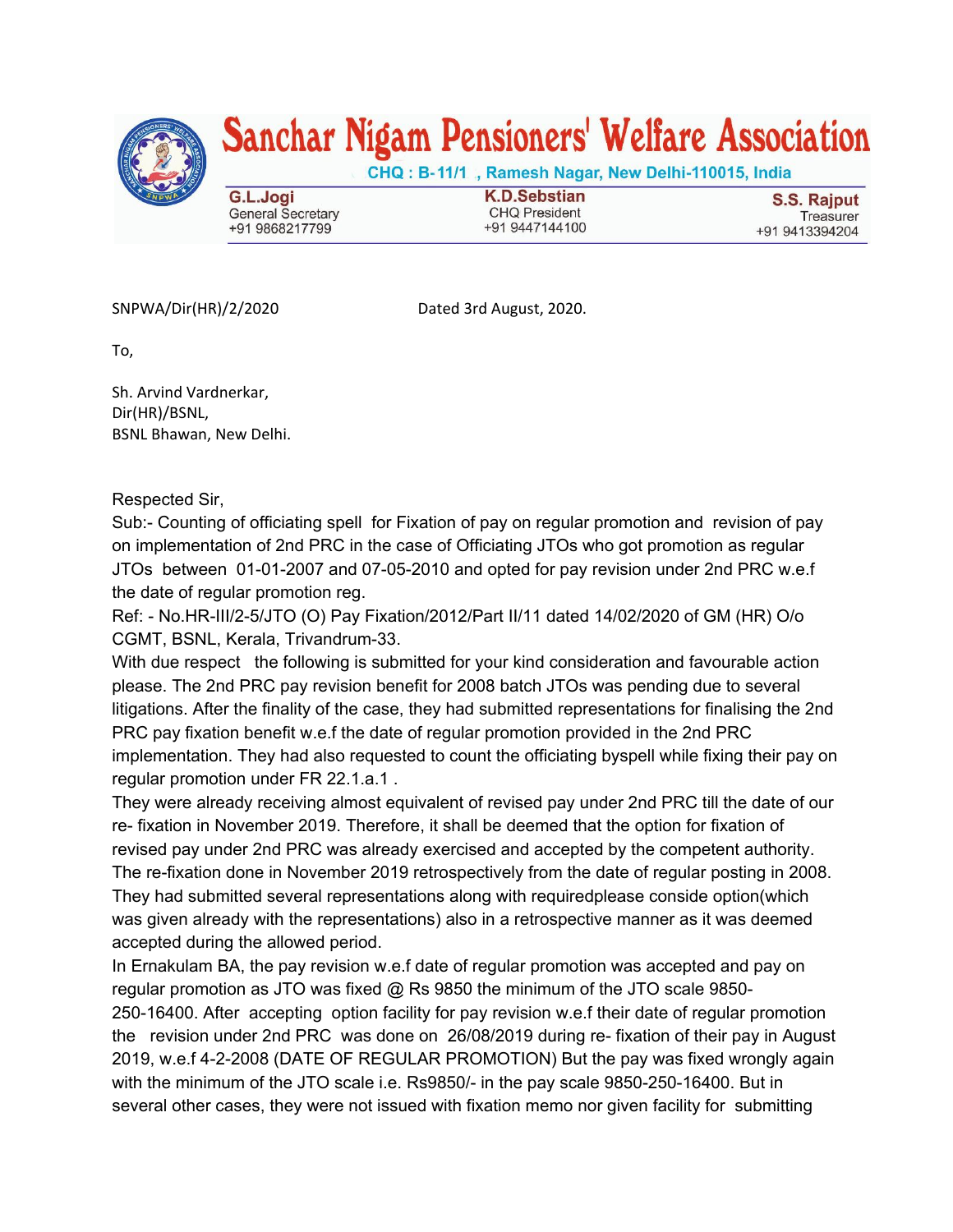# Sanchar Nigam Pensioners' Welfare Association

CHQ : B-11/1 , Ramesh Nagar, New Delhi-110015, India

| G.L.Jogi | K.D.Sebstian | S.S. Rajput |
| --- | --- | --- |
| General Secretary | CHQ President | Treasurer |
| +91 9868217799 | +91 9447144100 | +91 9413394204 |

SNPWA/Dir(HR)/2/2020 Dated 3rd August, 2020.

To,

Sh. Arvind Vardnerkar,
Dir(HR)/BSNL,
BSNL Bhawan, New Delhi.

Respected Sir,

Sub:- Counting of officiating spell for Fixation of pay on regular promotion and revision of pay on implementation of 2nd PRC in the case of Officiating JTOs who got promotion as regular JTOs between 01-01-2007 and 07-05-2010 and opted for pay revision under 2nd PRC w.e.f the date of regular promotion reg.

Ref: - No.HR-III/2-5/JTO (O) Pay Fixation/2012/Part II/11 dated 14/02/2020 of GM (HR) O/o CGMT, BSNL, Kerala, Trivandrum-33.

With due respect the following is submitted for your kind consideration and favourable action please. The 2nd PRC pay revision benefit for 2008 batch JTOs was pending due to several litigations. After the finality of the case, they had submitted representations for finalising the 2nd PRC pay fixation benefit w.e.f the date of regular promotion provided in the 2nd PRC implementation. They had also requested to count the officiating byspell while fixing their pay on regular promotion under FR 22.1.a.1 .

They were already receiving almost equivalent of revised pay under 2nd PRC till the date of our re- fixation in November 2019. Therefore, it shall be deemed that the option for fixation of revised pay under 2nd PRC was already exercised and accepted by the competent authority. The re-fixation done in November 2019 retrospectively from the date of regular posting in 2008. They had submitted several representations along with requiredplease conside option(which was given already with the representations) also in a retrospective manner as it was deemed accepted during the allowed period.

In Ernakulam BA, the pay revision w.e.f date of regular promotion was accepted and pay on regular promotion as JTO was fixed @ Rs 9850 the minimum of the JTO scale 9850-250-16400. After accepting option facility for pay revision w.e.f their date of regular promotion the revision under 2nd PRC was done on 26/08/2019 during re- fixation of their pay in August 2019, w.e.f 4-2-2008 (DATE OF REGULAR PROMOTION) But the pay was fixed wrongly again with the minimum of the JTO scale i.e. Rs9850/- in the pay scale 9850-250-16400. But in several other cases, they were not issued with fixation memo nor given facility for submitting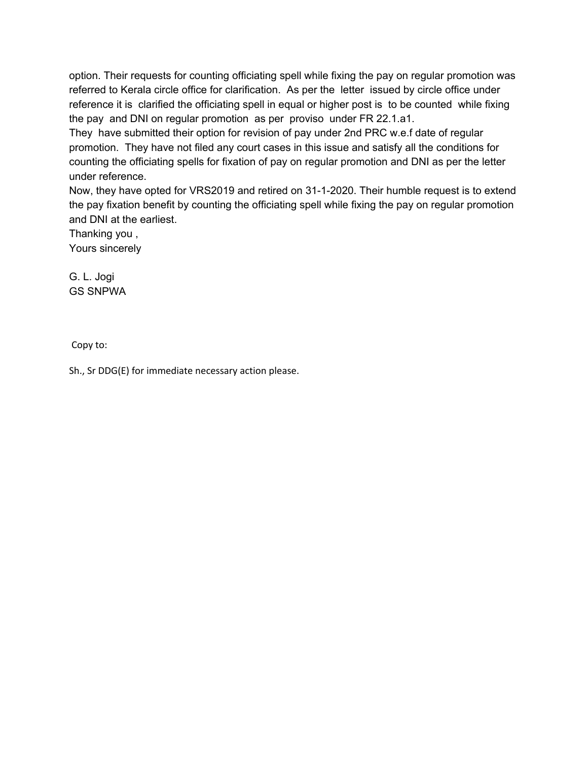option. Their requests for counting officiating spell while fixing the pay on regular promotion was referred to Kerala circle office for clarification. As per the letter issued by circle office under reference it is clarified the officiating spell in equal or higher post is to be counted while fixing the pay and DNI on regular promotion as per proviso under FR 22.1.a1.

They have submitted their option for revision of pay under 2nd PRC w.e.f date of regular promotion. They have not filed any court cases in this issue and satisfy all the conditions for counting the officiating spells for fixation of pay on regular promotion and DNI as per the letter under reference.

Now, they have opted for VRS2019 and retired on 31-1-2020. Their humble request is to extend the pay fixation benefit by counting the officiating spell while fixing the pay on regular promotion and DNI at the earliest.

Thanking you ,

Yours sincerely

G. L. Jogi
GS SNPWA

Copy to:

Sh., Sr DDG(E) for immediate necessary action please.